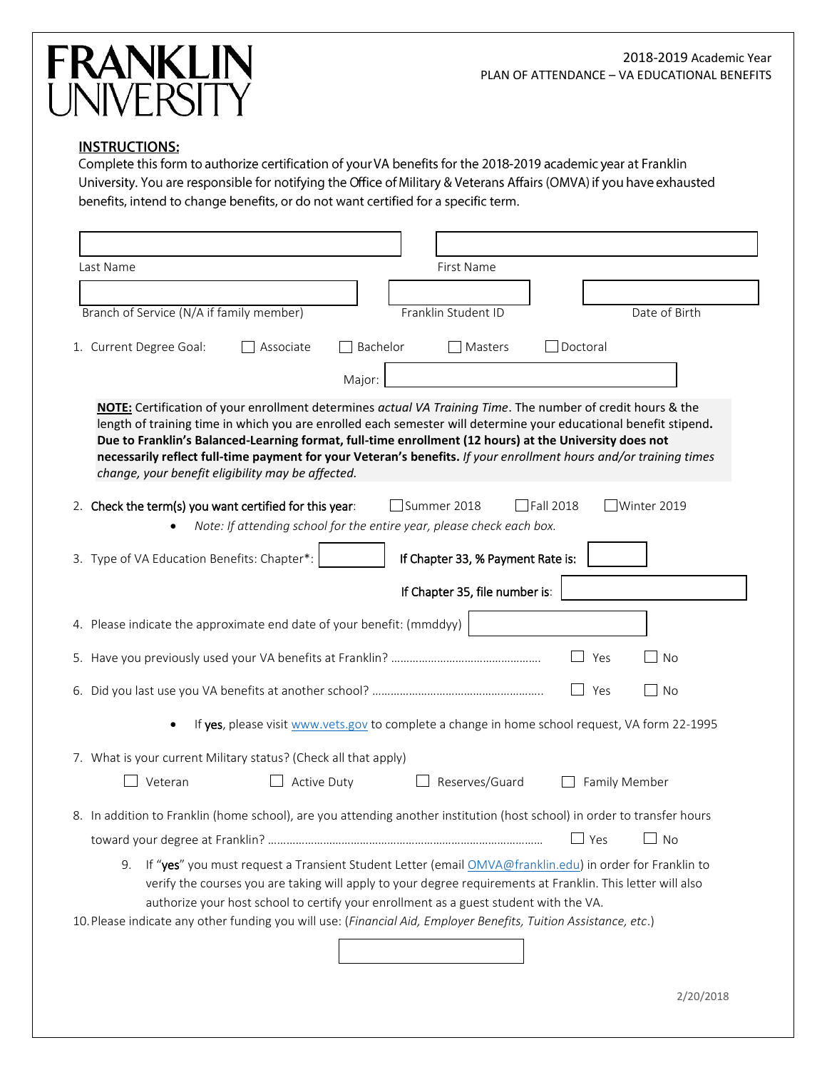# FRANKLIN UNIVERSITY

2018-2019 Academic Year
PLAN OF ATTENDANCE – VA EDUCATIONAL BENEFITS

**INSTRUCTIONS:**
Complete this form to authorize certification of your VA benefits for the 2018-2019 academic year at Franklin University. You are responsible for notifying the Office of Military & Veterans Affairs (OMVA) if you have exhausted benefits, intend to change benefits, or do not want certified for a specific term.

Last Name ______________________ First Name ______________________

Branch of Service (N/A if family member) ______________________ Franklin Student ID ______________________ Date of Birth ______________________

1. Current Degree Goal: ☐ Associate ☐ Bachelor ☐ Masters ☐ Doctoral

   Major: ______________________

**NOTE:** Certification of your enrollment determines *actual VA Training Time*. The number of credit hours & the length of training time in which you are enrolled each semester will determine your educational benefit stipend. **Due to Franklin's Balanced-Learning format, full-time enrollment (12 hours) at the University does not necessarily reflect full-time payment for your Veteran's benefits.** *If your enrollment hours and/or training times change, your benefit eligibility may be affected.*

2. Check the term(s) you want certified for this year: ☐ Summer 2018 ☐ Fall 2018 ☐ Winter 2019
   - *Note: If attending school for the entire year, please check each box.*

3. Type of VA Education Benefits: Chapter*: ________ If Chapter 33, % Payment Rate is: ________

   If Chapter 35, file number is: ________

4. Please indicate the approximate end date of your benefit: (mmddyy) ________

5. Have you previously used your VA benefits at Franklin? ………………………………………… ☐ Yes ☐ No

6. Did you last use you VA benefits at another school? ……………………………………………… ☐ Yes ☐ No
   - If **yes**, please visit www.vets.gov to complete a change in home school request, VA form 22-1995

7. What is your current Military status? (Check all that apply)

   ☐ Veteran ☐ Active Duty ☐ Reserves/Guard ☐ Family Member

8. In addition to Franklin (home school), are you attending another institution (host school) in order to transfer hours toward your degree at Franklin? ……………………………………………………………………………… ☐ Yes ☐ No

9. If "**yes**" you must request a Transient Student Letter (email OMVA@franklin.edu) in order for Franklin to verify the courses you are taking will apply to your degree requirements at Franklin. This letter will also authorize your host school to certify your enrollment as a guest student with the VA.

10. Please indicate any other funding you will use: (*Financial Aid, Employer Benefits, Tuition Assistance, etc*.)

    ______________________

2/20/2018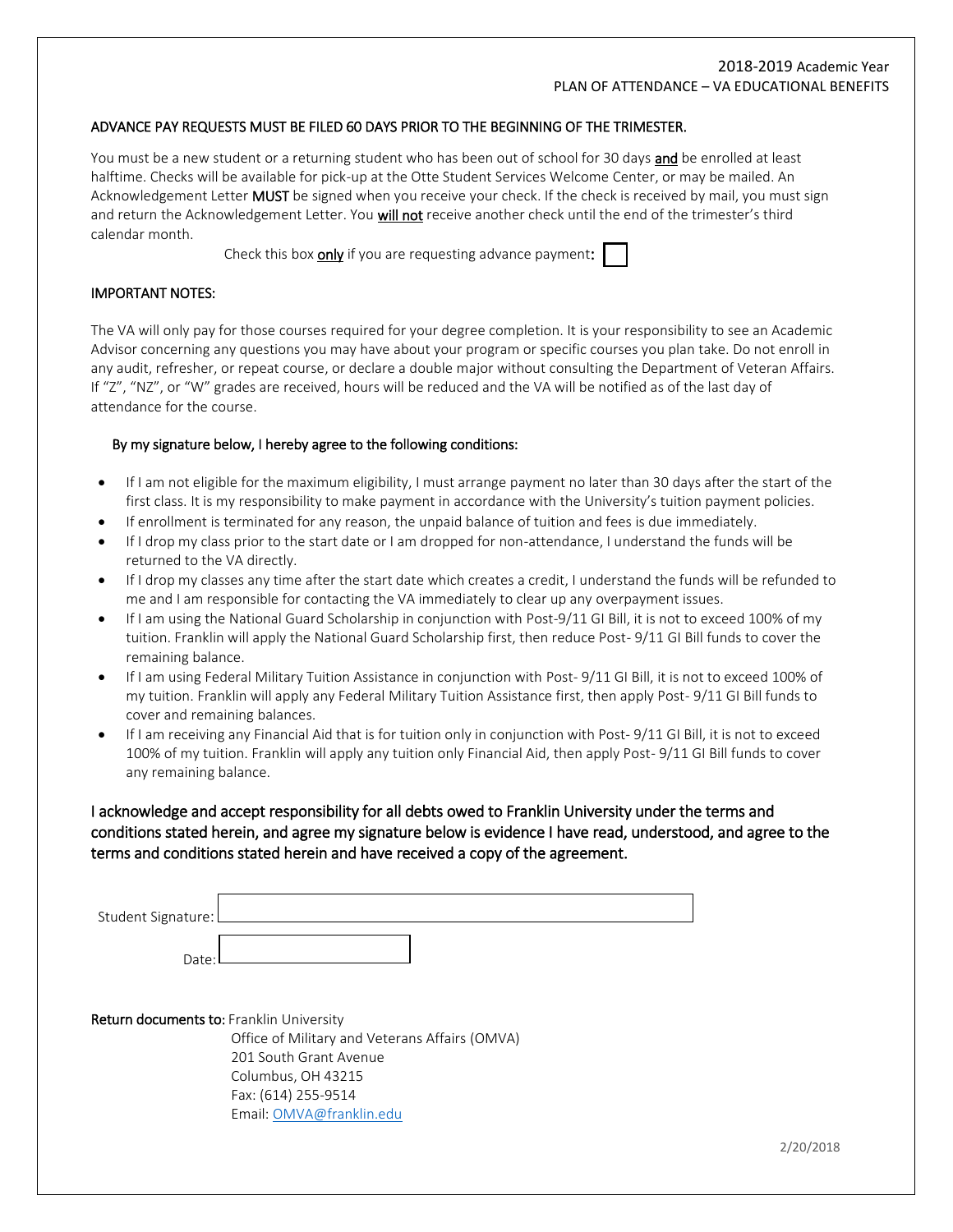2018-2019 Academic Year
PLAN OF ATTENDANCE – VA EDUCATIONAL BENEFITS

**ADVANCE PAY REQUESTS MUST BE FILED 60 DAYS PRIOR TO THE BEGINNING OF THE TRIMESTER.**

You must be a new student or a returning student who has been out of school for 30 days **and** be enrolled at least halftime. Checks will be available for pick-up at the Otte Student Services Welcome Center, or may be mailed. An Acknowledgement Letter **MUST** be signed when you receive your check. If the check is received by mail, you must sign and return the Acknowledgement Letter. You **will not** receive another check until the end of the trimester's third calendar month.

Check this box **only** if you are requesting advance payment: ☐

**IMPORTANT NOTES:**

The VA will only pay for those courses required for your degree completion. It is your responsibility to see an Academic Advisor concerning any questions you may have about your program or specific courses you plan take. Do not enroll in any audit, refresher, or repeat course, or declare a double major without consulting the Department of Veteran Affairs. If "Z", "NZ", or "W" grades are received, hours will be reduced and the VA will be notified as of the last day of attendance for the course.

**By my signature below, I hereby agree to the following conditions:**

- If I am not eligible for the maximum eligibility, I must arrange payment no later than 30 days after the start of the first class. It is my responsibility to make payment in accordance with the University's tuition payment policies.
- If enrollment is terminated for any reason, the unpaid balance of tuition and fees is due immediately.
- If I drop my class prior to the start date or I am dropped for non-attendance, I understand the funds will be returned to the VA directly.
- If I drop my classes any time after the start date which creates a credit, I understand the funds will be refunded to me and I am responsible for contacting the VA immediately to clear up any overpayment issues.
- If I am using the National Guard Scholarship in conjunction with Post-9/11 GI Bill, it is not to exceed 100% of my tuition. Franklin will apply the National Guard Scholarship first, then reduce Post- 9/11 GI Bill funds to cover the remaining balance.
- If I am using Federal Military Tuition Assistance in conjunction with Post- 9/11 GI Bill, it is not to exceed 100% of my tuition. Franklin will apply any Federal Military Tuition Assistance first, then apply Post- 9/11 GI Bill funds to cover and remaining balances.
- If I am receiving any Financial Aid that is for tuition only in conjunction with Post- 9/11 GI Bill, it is not to exceed 100% of my tuition. Franklin will apply any tuition only Financial Aid, then apply Post- 9/11 GI Bill funds to cover any remaining balance.

**I acknowledge and accept responsibility for all debts owed to Franklin University under the terms and conditions stated herein, and agree my signature below is evidence I have read, understood, and agree to the terms and conditions stated herein and have received a copy of the agreement.**

Student Signature: ______________________

Date: ______________

**Return documents to:** Franklin University
Office of Military and Veterans Affairs (OMVA)
201 South Grant Avenue
Columbus, OH 43215
Fax: (614) 255-9514
Email: OMVA@franklin.edu

2/20/2018